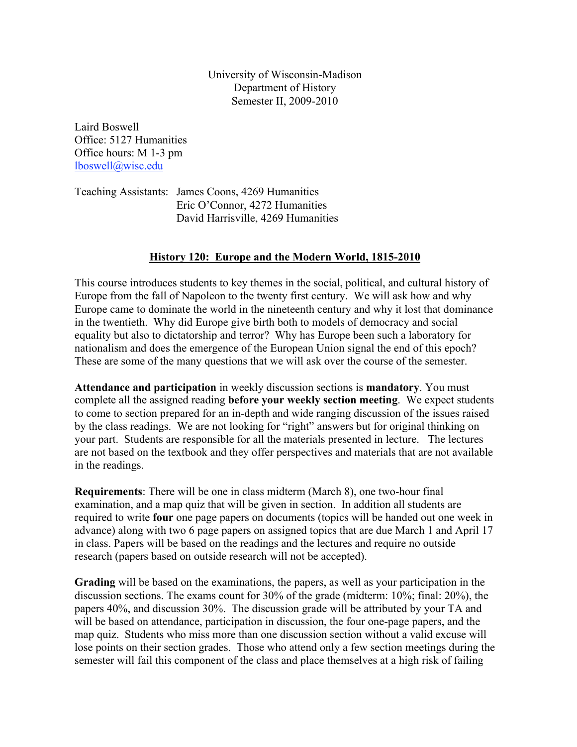University of Wisconsin-Madison
Department of History
Semester II, 2009-2010

Laird Boswell
Office: 5127 Humanities
Office hours: M 1-3 pm
lboswell@wisc.edu

Teaching Assistants: James Coons, 4269 Humanities
Eric O'Connor, 4272 Humanities
David Harrisville, 4269 Humanities

## History 120: Europe and the Modern World, 1815-2010

This course introduces students to key themes in the social, political, and cultural history of Europe from the fall of Napoleon to the twenty first century. We will ask how and why Europe came to dominate the world in the nineteenth century and why it lost that dominance in the twentieth. Why did Europe give birth both to models of democracy and social equality but also to dictatorship and terror? Why has Europe been such a laboratory for nationalism and does the emergence of the European Union signal the end of this epoch? These are some of the many questions that we will ask over the course of the semester.

**Attendance and participation** in weekly discussion sections is **mandatory**. You must complete all the assigned reading **before your weekly section meeting**. We expect students to come to section prepared for an in-depth and wide ranging discussion of the issues raised by the class readings. We are not looking for "right" answers but for original thinking on your part. Students are responsible for all the materials presented in lecture. The lectures are not based on the textbook and they offer perspectives and materials that are not available in the readings.

**Requirements**: There will be one in class midterm (March 8), one two-hour final examination, and a map quiz that will be given in section. In addition all students are required to write **four** one page papers on documents (topics will be handed out one week in advance) along with two 6 page papers on assigned topics that are due March 1 and April 17 in class. Papers will be based on the readings and the lectures and require no outside research (papers based on outside research will not be accepted).

**Grading** will be based on the examinations, the papers, as well as your participation in the discussion sections. The exams count for 30% of the grade (midterm: 10%; final: 20%), the papers 40%, and discussion 30%. The discussion grade will be attributed by your TA and will be based on attendance, participation in discussion, the four one-page papers, and the map quiz. Students who miss more than one discussion section without a valid excuse will lose points on their section grades. Those who attend only a few section meetings during the semester will fail this component of the class and place themselves at a high risk of failing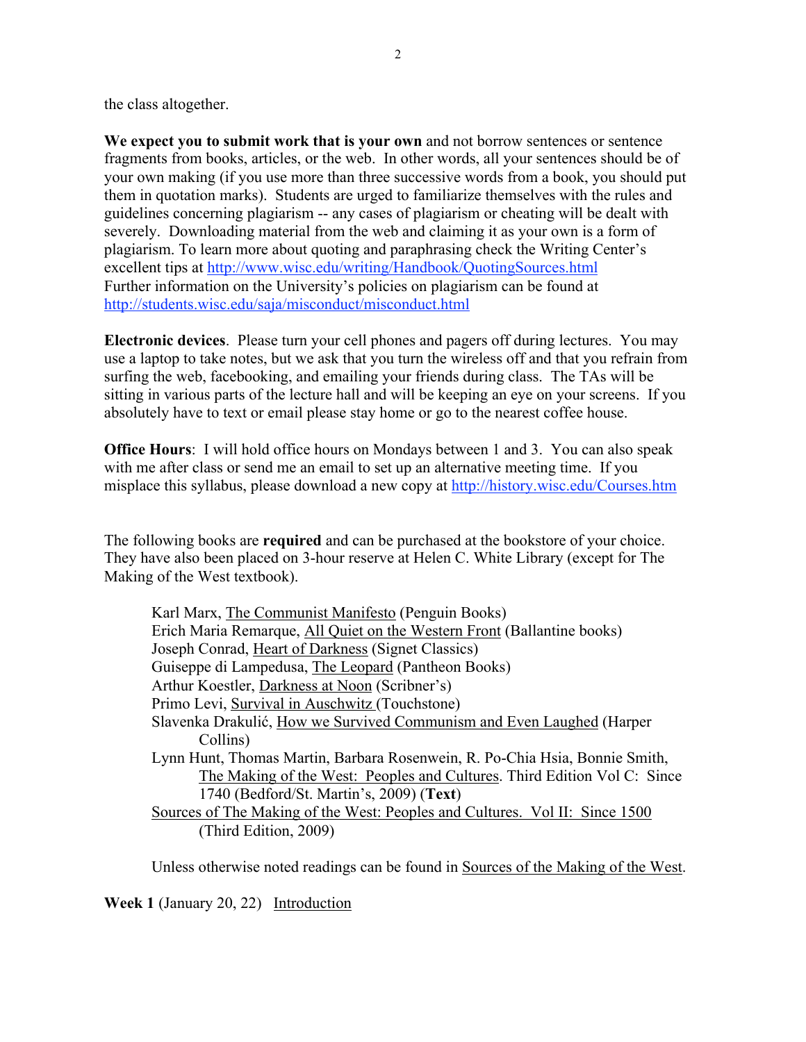the class altogether.

**We expect you to submit work that is your own** and not borrow sentences or sentence fragments from books, articles, or the web. In other words, all your sentences should be of your own making (if you use more than three successive words from a book, you should put them in quotation marks). Students are urged to familiarize themselves with the rules and guidelines concerning plagiarism -- any cases of plagiarism or cheating will be dealt with severely. Downloading material from the web and claiming it as your own is a form of plagiarism. To learn more about quoting and paraphrasing check the Writing Center's excellent tips at http://www.wisc.edu/writing/Handbook/QuotingSources.html Further information on the University's policies on plagiarism can be found at http://students.wisc.edu/saja/misconduct/misconduct.html

**Electronic devices**. Please turn your cell phones and pagers off during lectures. You may use a laptop to take notes, but we ask that you turn the wireless off and that you refrain from surfing the web, facebooking, and emailing your friends during class. The TAs will be sitting in various parts of the lecture hall and will be keeping an eye on your screens. If you absolutely have to text or email please stay home or go to the nearest coffee house.

**Office Hours**: I will hold office hours on Mondays between 1 and 3. You can also speak with me after class or send me an email to set up an alternative meeting time. If you misplace this syllabus, please download a new copy at http://history.wisc.edu/Courses.htm

The following books are **required** and can be purchased at the bookstore of your choice. They have also been placed on 3-hour reserve at Helen C. White Library (except for The Making of the West textbook).

- Karl Marx, The Communist Manifesto (Penguin Books)
- Erich Maria Remarque, All Quiet on the Western Front (Ballantine books)
- Joseph Conrad, Heart of Darkness (Signet Classics)
- Guiseppe di Lampedusa, The Leopard (Pantheon Books)
- Arthur Koestler, Darkness at Noon (Scribner's)
- Primo Levi, Survival in Auschwitz (Touchstone)
- Slavenka Drakulić, How we Survived Communism and Even Laughed (Harper Collins)
- Lynn Hunt, Thomas Martin, Barbara Rosenwein, R. Po-Chia Hsia, Bonnie Smith, The Making of the West: Peoples and Cultures. Third Edition Vol C: Since 1740 (Bedford/St. Martin's, 2009) (**Text**)
- Sources of The Making of the West: Peoples and Cultures. Vol II: Since 1500 (Third Edition, 2009)

Unless otherwise noted readings can be found in Sources of the Making of the West.

**Week 1** (January 20, 22) Introduction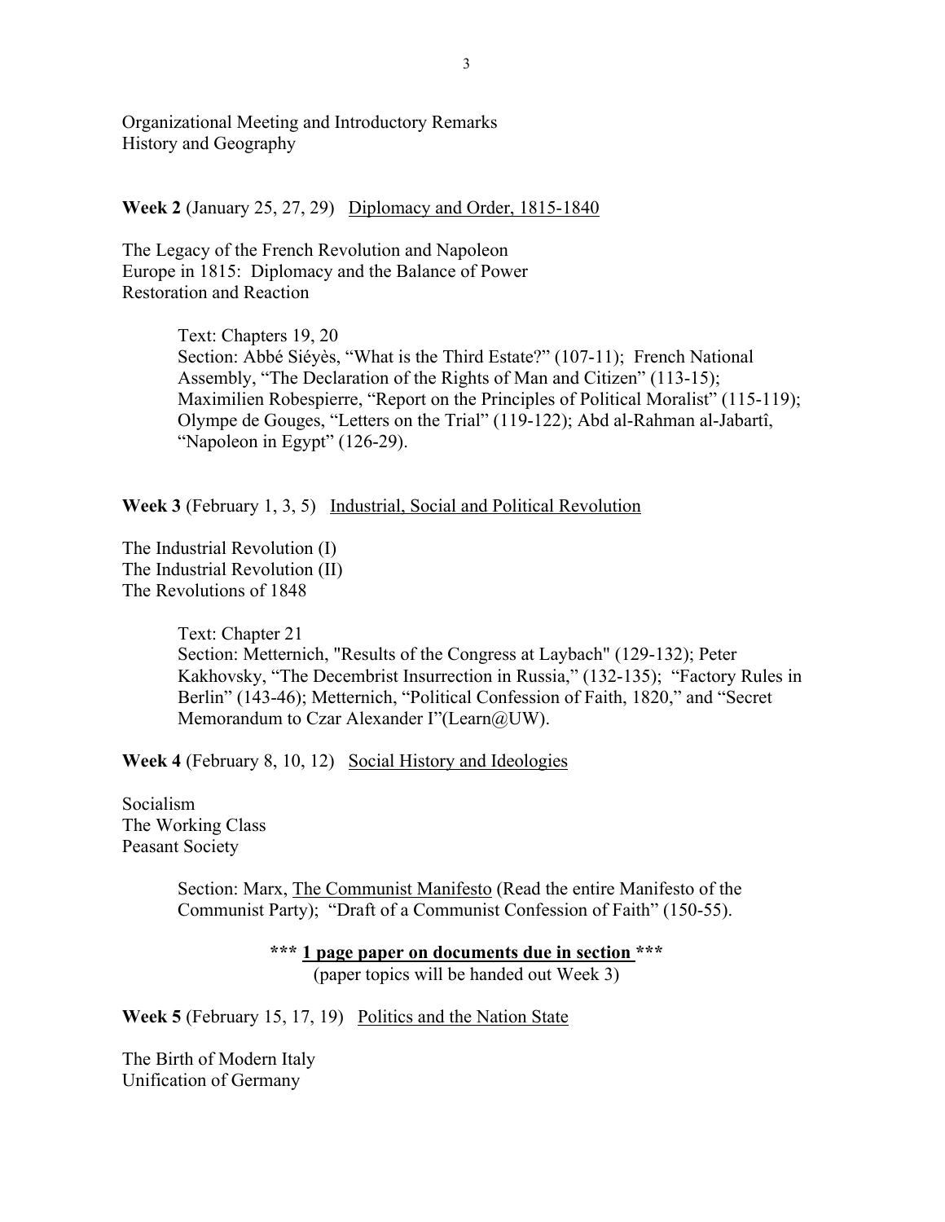Organizational Meeting and Introductory Remarks
History and Geography

**Week 2** (January 25, 27, 29) Diplomacy and Order, 1815-1840

The Legacy of the French Revolution and Napoleon
Europe in 1815: Diplomacy and the Balance of Power
Restoration and Reaction

> Text: Chapters 19, 20
> Section: Abbé Siéyès, "What is the Third Estate?" (107-11); French National Assembly, "The Declaration of the Rights of Man and Citizen" (113-15); Maximilien Robespierre, "Report on the Principles of Political Moralist" (115-119); Olympe de Gouges, "Letters on the Trial" (119-122); Abd al-Rahman al-Jabartî, "Napoleon in Egypt" (126-29).

**Week 3** (February 1, 3, 5) Industrial, Social and Political Revolution

The Industrial Revolution (I)
The Industrial Revolution (II)
The Revolutions of 1848

> Text: Chapter 21
> Section: Metternich, "Results of the Congress at Laybach" (129-132); Peter Kakhovsky, "The Decembrist Insurrection in Russia," (132-135); "Factory Rules in Berlin" (143-46); Metternich, "Political Confession of Faith, 1820," and "Secret Memorandum to Czar Alexander I"(Learn@UW).

**Week 4** (February 8, 10, 12) Social History and Ideologies

Socialism
The Working Class
Peasant Society

> Section: Marx, The Communist Manifesto (Read the entire Manifesto of the Communist Party); "Draft of a Communist Confession of Faith" (150-55).

**\*\*\* 1 page paper on documents due in section \*\*\***
(paper topics will be handed out Week 3)

**Week 5** (February 15, 17, 19) Politics and the Nation State

The Birth of Modern Italy
Unification of Germany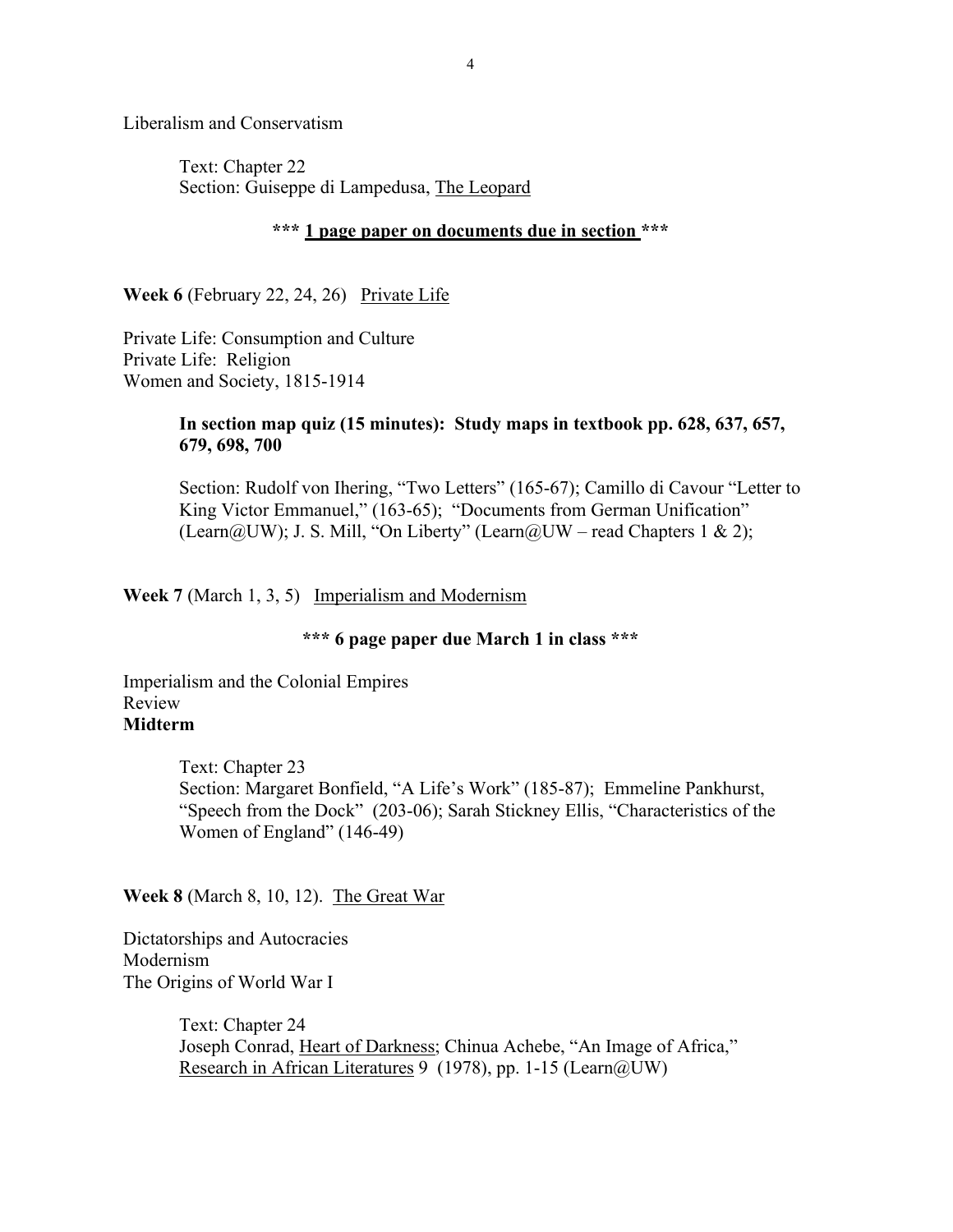Liberalism and Conservatism

Text: Chapter 22
Section: Guiseppe di Lampedusa, The Leopard

**\*\*\* 1 page paper on documents due in section \*\*\***

**Week 6** (February 22, 24, 26) Private Life

Private Life: Consumption and Culture
Private Life: Religion
Women and Society, 1815-1914

**In section map quiz (15 minutes): Study maps in textbook pp. 628, 637, 657, 679, 698, 700**

Section: Rudolf von Ihering, "Two Letters" (165-67); Camillo di Cavour "Letter to King Victor Emmanuel," (163-65); "Documents from German Unification" (Learn@UW); J. S. Mill, "On Liberty" (Learn@UW – read Chapters 1 & 2);

**Week 7** (March 1, 3, 5) Imperialism and Modernism

**\*\*\* 6 page paper due March 1 in class \*\*\***

Imperialism and the Colonial Empires
Review
**Midterm**

Text: Chapter 23
Section: Margaret Bonfield, "A Life's Work" (185-87); Emmeline Pankhurst, "Speech from the Dock" (203-06); Sarah Stickney Ellis, "Characteristics of the Women of England" (146-49)

**Week 8** (March 8, 10, 12). The Great War

Dictatorships and Autocracies
Modernism
The Origins of World War I

Text: Chapter 24
Joseph Conrad, Heart of Darkness; Chinua Achebe, "An Image of Africa," Research in African Literatures 9 (1978), pp. 1-15 (Learn@UW)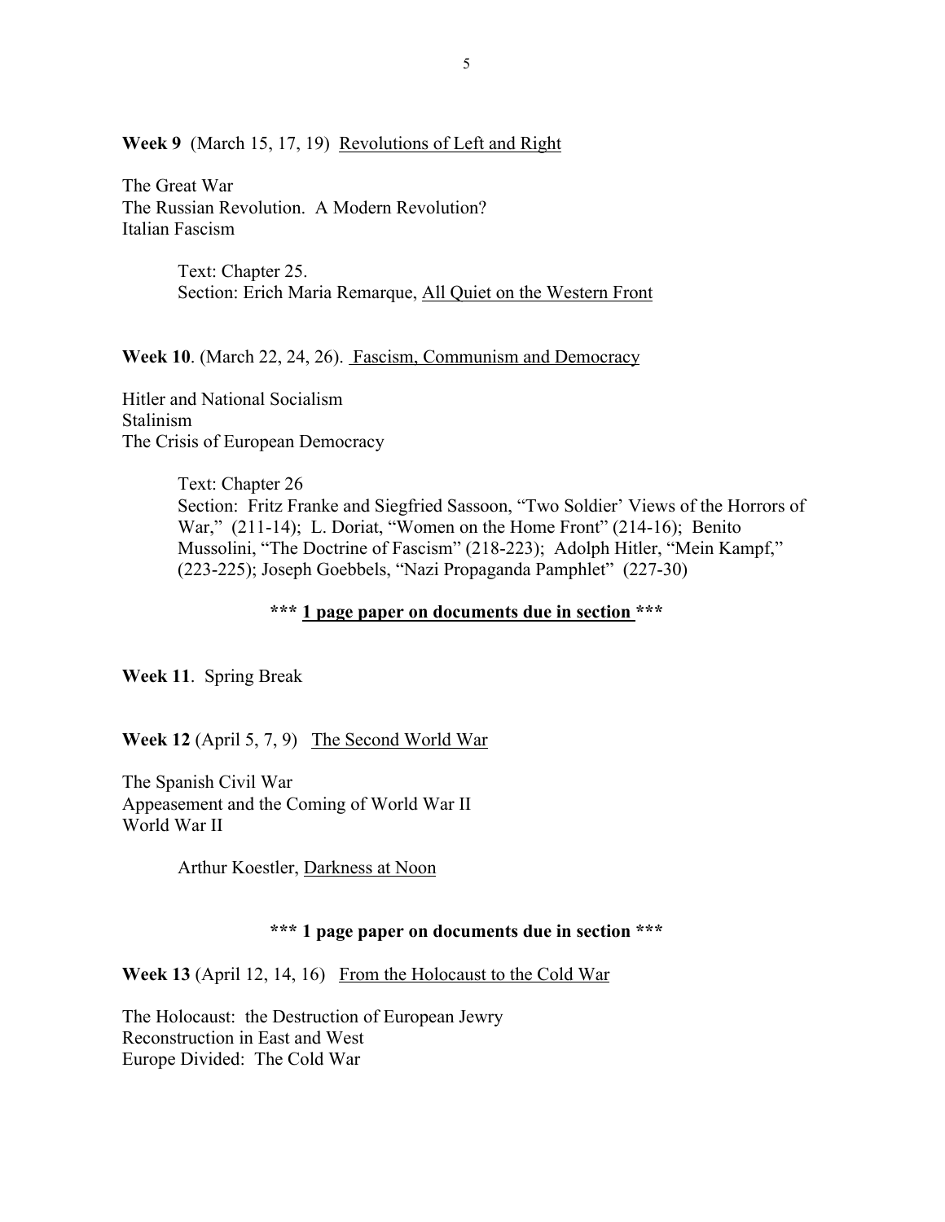**Week 9** (March 15, 17, 19) Revolutions of Left and Right

The Great War
The Russian Revolution. A Modern Revolution?
Italian Fascism

> Text: Chapter 25.
> Section: Erich Maria Remarque, All Quiet on the Western Front

**Week 10**. (March 22, 24, 26). Fascism, Communism and Democracy

Hitler and National Socialism
Stalinism
The Crisis of European Democracy

> Text: Chapter 26
> Section: Fritz Franke and Siegfried Sassoon, "Two Soldier' Views of the Horrors of War," (211-14); L. Doriat, "Women on the Home Front" (214-16); Benito Mussolini, "The Doctrine of Fascism" (218-223); Adolph Hitler, "Mein Kampf," (223-225); Joseph Goebbels, "Nazi Propaganda Pamphlet" (227-30)

**\*\*\* 1 page paper on documents due in section \*\*\***

**Week 11**. Spring Break

**Week 12** (April 5, 7, 9) The Second World War

The Spanish Civil War
Appeasement and the Coming of World War II
World War II

> Arthur Koestler, Darkness at Noon

**\*\*\* 1 page paper on documents due in section \*\*\***

**Week 13** (April 12, 14, 16) From the Holocaust to the Cold War

The Holocaust: the Destruction of European Jewry
Reconstruction in East and West
Europe Divided: The Cold War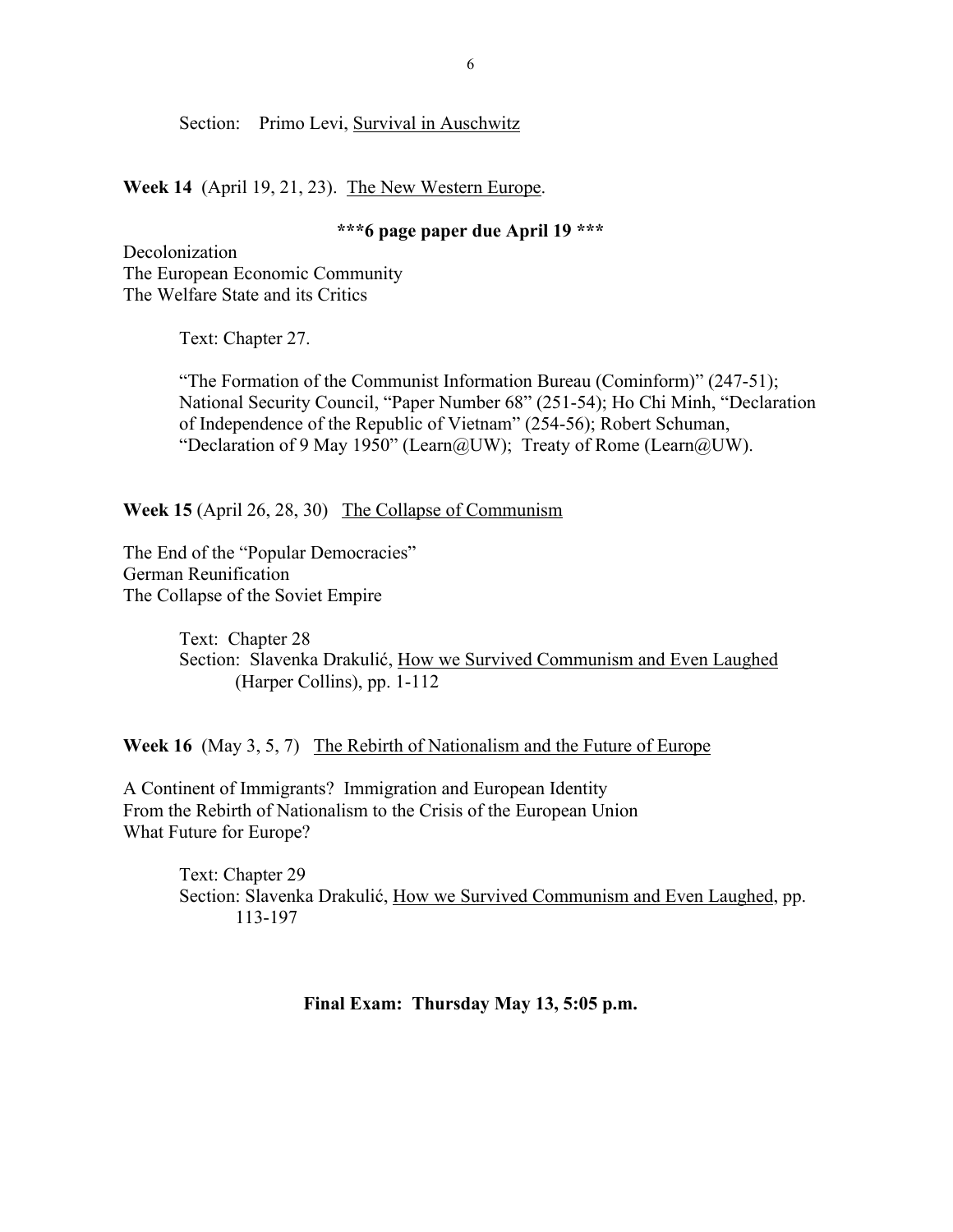Section: Primo Levi, Survival in Auschwitz

**Week 14** (April 19, 21, 23). The New Western Europe.

**\*\*\*6 page paper due April 19 \*\*\***

Decolonization
The European Economic Community
The Welfare State and its Critics

Text: Chapter 27.

"The Formation of the Communist Information Bureau (Cominform)" (247-51); National Security Council, "Paper Number 68" (251-54); Ho Chi Minh, "Declaration of Independence of the Republic of Vietnam" (254-56); Robert Schuman, "Declaration of 9 May 1950" (Learn@UW); Treaty of Rome (Learn@UW).

**Week 15** (April 26, 28, 30) The Collapse of Communism

The End of the "Popular Democracies"
German Reunification
The Collapse of the Soviet Empire

Text: Chapter 28
Section: Slavenka Drakulić, How we Survived Communism and Even Laughed (Harper Collins), pp. 1-112

**Week 16** (May 3, 5, 7) The Rebirth of Nationalism and the Future of Europe

A Continent of Immigrants? Immigration and European Identity
From the Rebirth of Nationalism to the Crisis of the European Union
What Future for Europe?

Text: Chapter 29
Section: Slavenka Drakulić, How we Survived Communism and Even Laughed, pp. 113-197

**Final Exam: Thursday May 13, 5:05 p.m.**